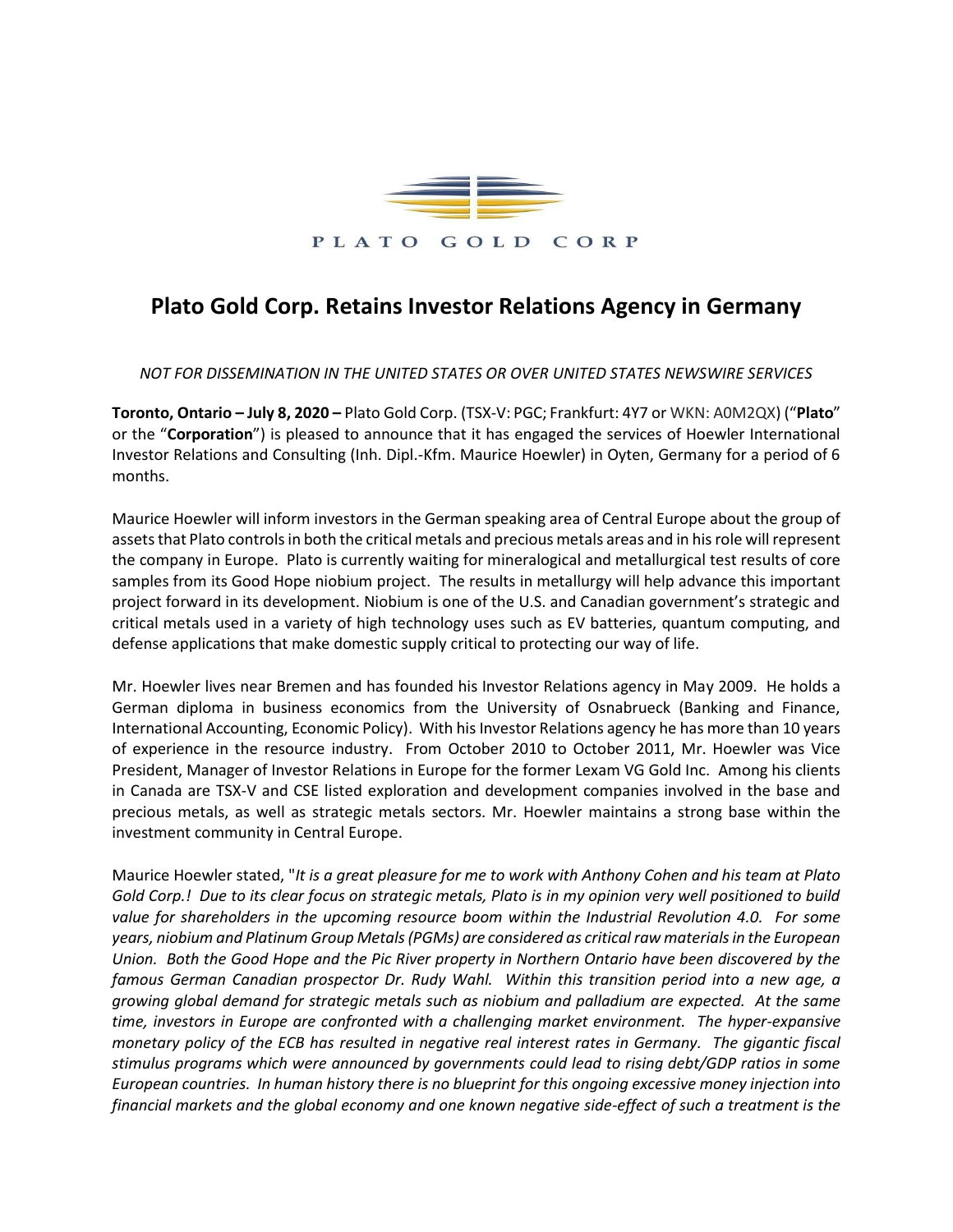PLATO GOLD CORP

# Plato Gold Corp. Retains Investor Relations Agency in Germany

*NOT FOR DISSEMINATION IN THE UNITED STATES OR OVER UNITED STATES NEWSWIRE SERVICES*

**Toronto, Ontario – July 8, 2020 –** Plato Gold Corp. (TSX-V: PGC; Frankfurt: 4Y7 or WKN: A0M2QX) ("**Plato**" or the "**Corporation**") is pleased to announce that it has engaged the services of Hoewler International Investor Relations and Consulting (Inh. Dipl.-Kfm. Maurice Hoewler) in Oyten, Germany for a period of 6 months.

Maurice Hoewler will inform investors in the German speaking area of Central Europe about the group of assets that Plato controls in both the critical metals and precious metals areas and in his role will represent the company in Europe. Plato is currently waiting for mineralogical and metallurgical test results of core samples from its Good Hope niobium project. The results in metallurgy will help advance this important project forward in its development. Niobium is one of the U.S. and Canadian government's strategic and critical metals used in a variety of high technology uses such as EV batteries, quantum computing, and defense applications that make domestic supply critical to protecting our way of life.

Mr. Hoewler lives near Bremen and has founded his Investor Relations agency in May 2009. He holds a German diploma in business economics from the University of Osnabrueck (Banking and Finance, International Accounting, Economic Policy). With his Investor Relations agency he has more than 10 years of experience in the resource industry. From October 2010 to October 2011, Mr. Hoewler was Vice President, Manager of Investor Relations in Europe for the former Lexam VG Gold Inc. Among his clients in Canada are TSX-V and CSE listed exploration and development companies involved in the base and precious metals, as well as strategic metals sectors. Mr. Hoewler maintains a strong base within the investment community in Central Europe.

Maurice Hoewler stated, "*It is a great pleasure for me to work with Anthony Cohen and his team at Plato Gold Corp.! Due to its clear focus on strategic metals, Plato is in my opinion very well positioned to build value for shareholders in the upcoming resource boom within the Industrial Revolution 4.0. For some years, niobium and Platinum Group Metals (PGMs) are considered as critical raw materials in the European Union. Both the Good Hope and the Pic River property in Northern Ontario have been discovered by the famous German Canadian prospector Dr. Rudy Wahl. Within this transition period into a new age, a growing global demand for strategic metals such as niobium and palladium are expected. At the same time, investors in Europe are confronted with a challenging market environment. The hyper-expansive monetary policy of the ECB has resulted in negative real interest rates in Germany. The gigantic fiscal stimulus programs which were announced by governments could lead to rising debt/GDP ratios in some European countries. In human history there is no blueprint for this ongoing excessive money injection into financial markets and the global economy and one known negative side-effect of such a treatment is the*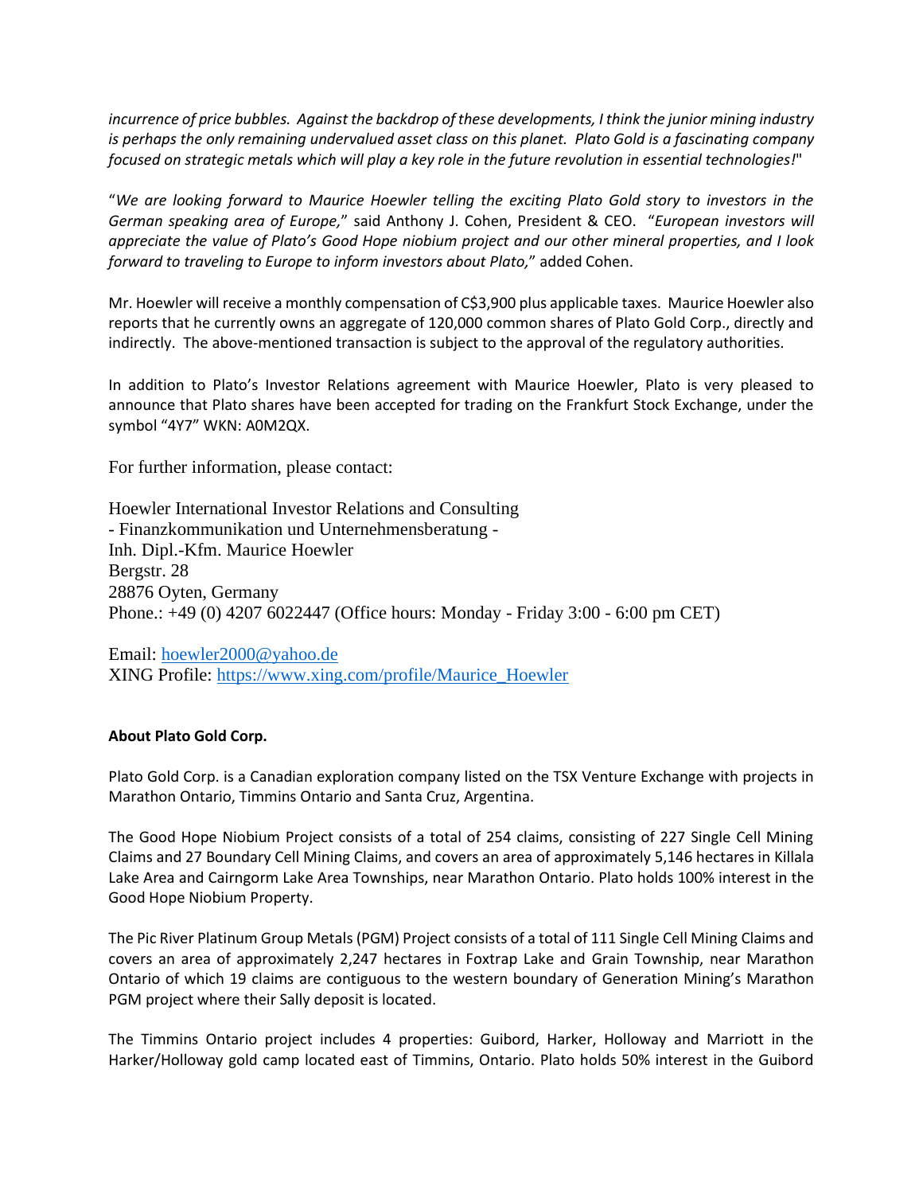*incurrence of price bubbles. Against the backdrop of these developments, I think the junior mining industry is perhaps the only remaining undervalued asset class on this planet. Plato Gold is a fascinating company focused on strategic metals which will play a key role in the future revolution in essential technologies!*"

"*We are looking forward to Maurice Hoewler telling the exciting Plato Gold story to investors in the German speaking area of Europe,*" said Anthony J. Cohen, President & CEO. "*European investors will appreciate the value of Plato's Good Hope niobium project and our other mineral properties, and I look forward to traveling to Europe to inform investors about Plato,*" added Cohen.

Mr. Hoewler will receive a monthly compensation of C$3,900 plus applicable taxes. Maurice Hoewler also reports that he currently owns an aggregate of 120,000 common shares of Plato Gold Corp., directly and indirectly. The above-mentioned transaction is subject to the approval of the regulatory authorities.

In addition to Plato's Investor Relations agreement with Maurice Hoewler, Plato is very pleased to announce that Plato shares have been accepted for trading on the Frankfurt Stock Exchange, under the symbol "4Y7" WKN: A0M2QX.

For further information, please contact:

Hoewler International Investor Relations and Consulting
- Finanzkommunikation und Unternehmensberatung -
Inh. Dipl.-Kfm. Maurice Hoewler
Bergstr. 28
28876 Oyten, Germany
Phone.: +49 (0) 4207 6022447 (Office hours: Monday - Friday 3:00 - 6:00 pm CET)

Email: [hoewler2000@yahoo.de](mailto:hoewler2000@yahoo.de)
XING Profile: [https://www.xing.com/profile/Maurice_Hoewler](https://www.xing.com/profile/Maurice_Hoewler)

**About Plato Gold Corp.**

Plato Gold Corp. is a Canadian exploration company listed on the TSX Venture Exchange with projects in Marathon Ontario, Timmins Ontario and Santa Cruz, Argentina.

The Good Hope Niobium Project consists of a total of 254 claims, consisting of 227 Single Cell Mining Claims and 27 Boundary Cell Mining Claims, and covers an area of approximately 5,146 hectares in Killala Lake Area and Cairngorm Lake Area Townships, near Marathon Ontario. Plato holds 100% interest in the Good Hope Niobium Property.

The Pic River Platinum Group Metals (PGM) Project consists of a total of 111 Single Cell Mining Claims and covers an area of approximately 2,247 hectares in Foxtrap Lake and Grain Township, near Marathon Ontario of which 19 claims are contiguous to the western boundary of Generation Mining's Marathon PGM project where their Sally deposit is located.

The Timmins Ontario project includes 4 properties: Guibord, Harker, Holloway and Marriott in the Harker/Holloway gold camp located east of Timmins, Ontario. Plato holds 50% interest in the Guibord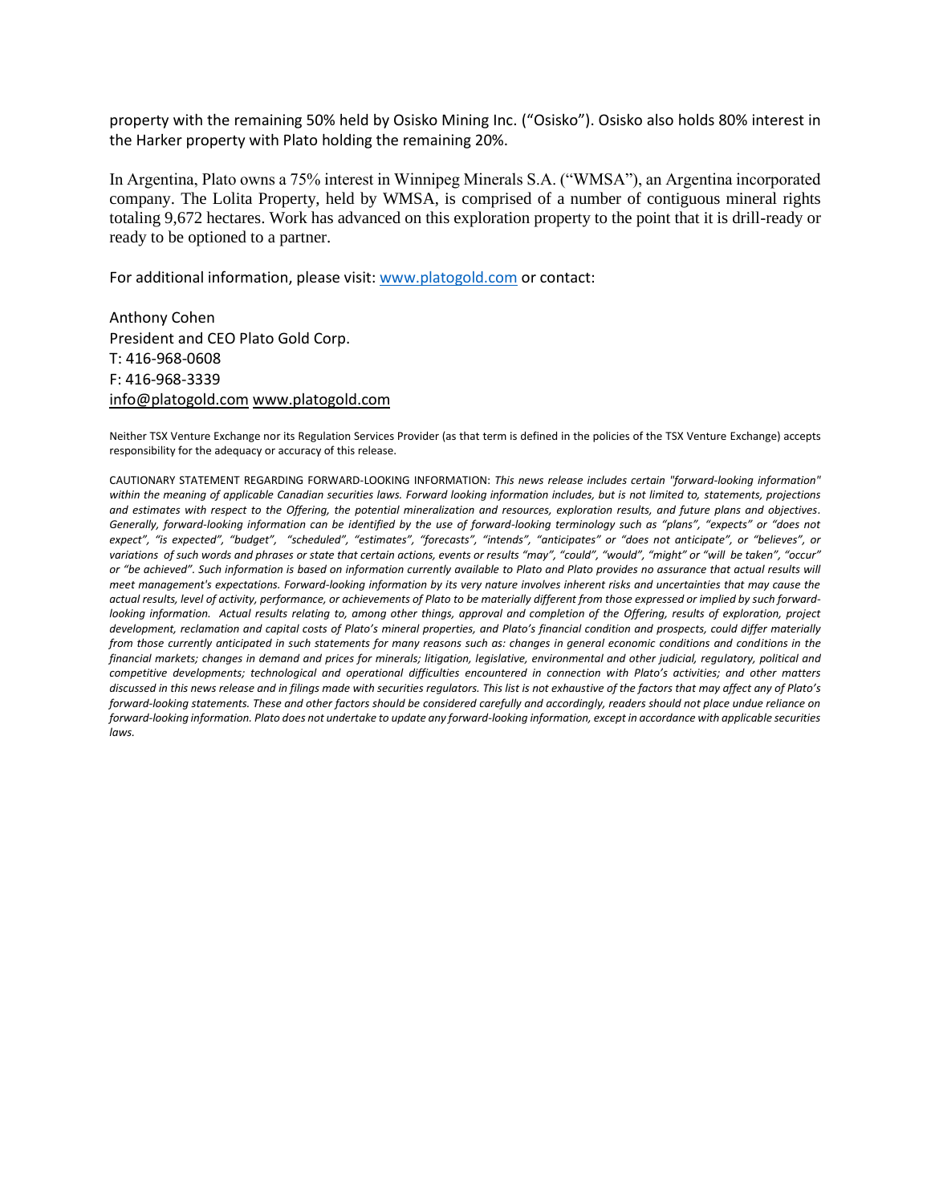property with the remaining 50% held by Osisko Mining Inc. ("Osisko"). Osisko also holds 80% interest in the Harker property with Plato holding the remaining 20%.

In Argentina, Plato owns a 75% interest in Winnipeg Minerals S.A. ("WMSA"), an Argentina incorporated company. The Lolita Property, held by WMSA, is comprised of a number of contiguous mineral rights totaling 9,672 hectares. Work has advanced on this exploration property to the point that it is drill-ready or ready to be optioned to a partner.

For additional information, please visit: [www.platogold.com](http://www.platogold.com) or contact:

Anthony Cohen
President and CEO Plato Gold Corp.
T: 416-968-0608
F: 416-968-3339
info@platogold.com www.platogold.com

Neither TSX Venture Exchange nor its Regulation Services Provider (as that term is defined in the policies of the TSX Venture Exchange) accepts responsibility for the adequacy or accuracy of this release.

CAUTIONARY STATEMENT REGARDING FORWARD-LOOKING INFORMATION: *This news release includes certain "forward-looking information" within the meaning of applicable Canadian securities laws. Forward looking information includes, but is not limited to, statements, projections and estimates with respect to the Offering, the potential mineralization and resources, exploration results, and future plans and objectives. Generally, forward-looking information can be identified by the use of forward-looking terminology such as "plans", "expects" or "does not expect", "is expected", "budget", "scheduled", "estimates", "forecasts", "intends", "anticipates" or "does not anticipate", or "believes", or variations of such words and phrases or state that certain actions, events or results "may", "could", "would", "might" or "will be taken", "occur" or "be achieved". Such information is based on information currently available to Plato and Plato provides no assurance that actual results will meet management's expectations. Forward-looking information by its very nature involves inherent risks and uncertainties that may cause the actual results, level of activity, performance, or achievements of Plato to be materially different from those expressed or implied by such forward-looking information. Actual results relating to, among other things, approval and completion of the Offering, results of exploration, project development, reclamation and capital costs of Plato's mineral properties, and Plato's financial condition and prospects, could differ materially from those currently anticipated in such statements for many reasons such as: changes in general economic conditions and conditions in the financial markets; changes in demand and prices for minerals; litigation, legislative, environmental and other judicial, regulatory, political and competitive developments; technological and operational difficulties encountered in connection with Plato's activities; and other matters discussed in this news release and in filings made with securities regulators. This list is not exhaustive of the factors that may affect any of Plato's forward-looking statements. These and other factors should be considered carefully and accordingly, readers should not place undue reliance on forward-looking information. Plato does not undertake to update any forward-looking information, except in accordance with applicable securities laws.*